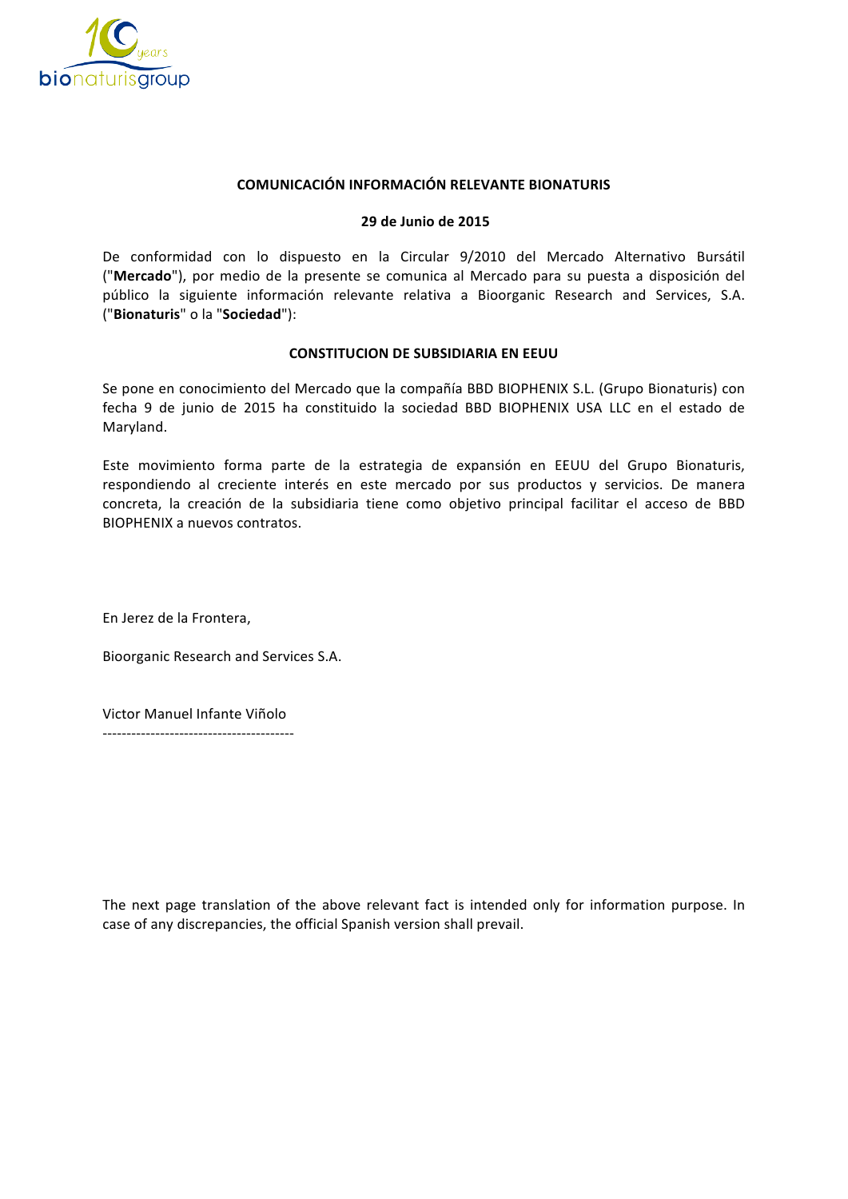**COMUNICACIÓN INFORMACIÓN RELEVANTE BIONATURIS**

**29 de Junio de 2015**

De conformidad con lo dispuesto en la Circular 9/2010 del Mercado Alternativo Bursátil ("**Mercado**"), por medio de la presente se comunica al Mercado para su puesta a disposición del público la siguiente información relevante relativa a Bioorganic Research and Services, S.A. ("**Bionaturis**" o la "**Sociedad**"):

**CONSTITUCION DE SUBSIDIARIA EN EEUU**

Se pone en conocimiento del Mercado que la compañía BBD BIOPHENIX S.L. (Grupo Bionaturis) con fecha 9 de junio de 2015 ha constituido la sociedad BBD BIOPHENIX USA LLC en el estado de Maryland.

Este movimiento forma parte de la estrategia de expansión en EEUU del Grupo Bionaturis, respondiendo al creciente interés en este mercado por sus productos y servicios. De manera concreta, la creación de la subsidiaria tiene como objetivo principal facilitar el acceso de BBD BIOPHENIX a nuevos contratos.

En Jerez de la Frontera,

Bioorganic Research and Services S.A.

Victor Manuel Infante Viñolo

---------------------------------------

The next page translation of the above relevant fact is intended only for information purpose. In case of any discrepancies, the official Spanish version shall prevail.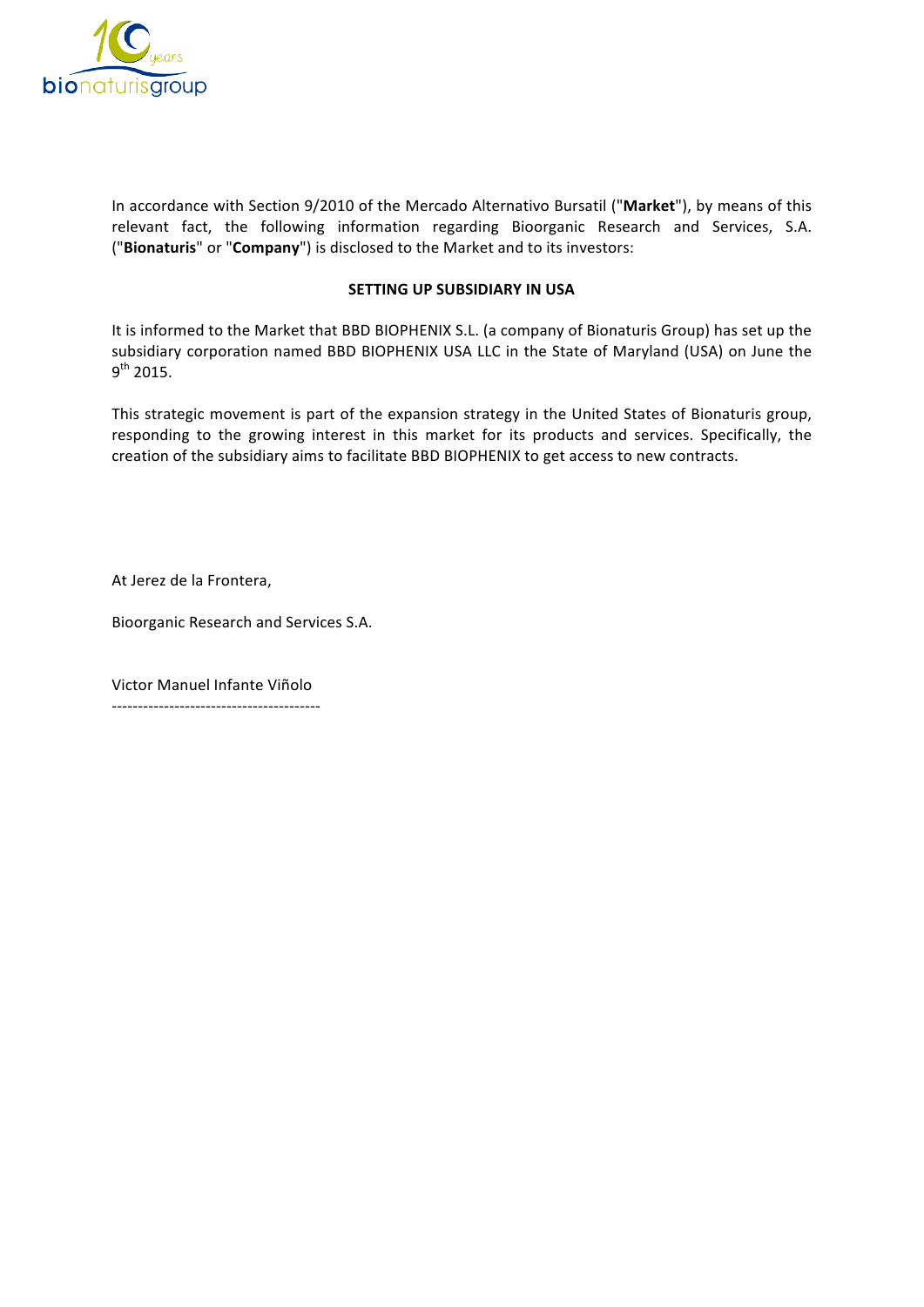In accordance with Section 9/2010 of the Mercado Alternativo Bursatil ("**Market**"), by means of this relevant fact, the following information regarding Bioorganic Research and Services, S.A. ("**Bionaturis**" or "**Company**") is disclosed to the Market and to its investors:

**SETTING UP SUBSIDIARY IN USA**

It is informed to the Market that BBD BIOPHENIX S.L. (a company of Bionaturis Group) has set up the subsidiary corporation named BBD BIOPHENIX USA LLC in the State of Maryland (USA) on June the 9th 2015.

This strategic movement is part of the expansion strategy in the United States of Bionaturis group, responding to the growing interest in this market for its products and services. Specifically, the creation of the subsidiary aims to facilitate BBD BIOPHENIX to get access to new contracts.

At Jerez de la Frontera,

Bioorganic Research and Services S.A.

Victor Manuel Infante Viñolo

---------------------------------------